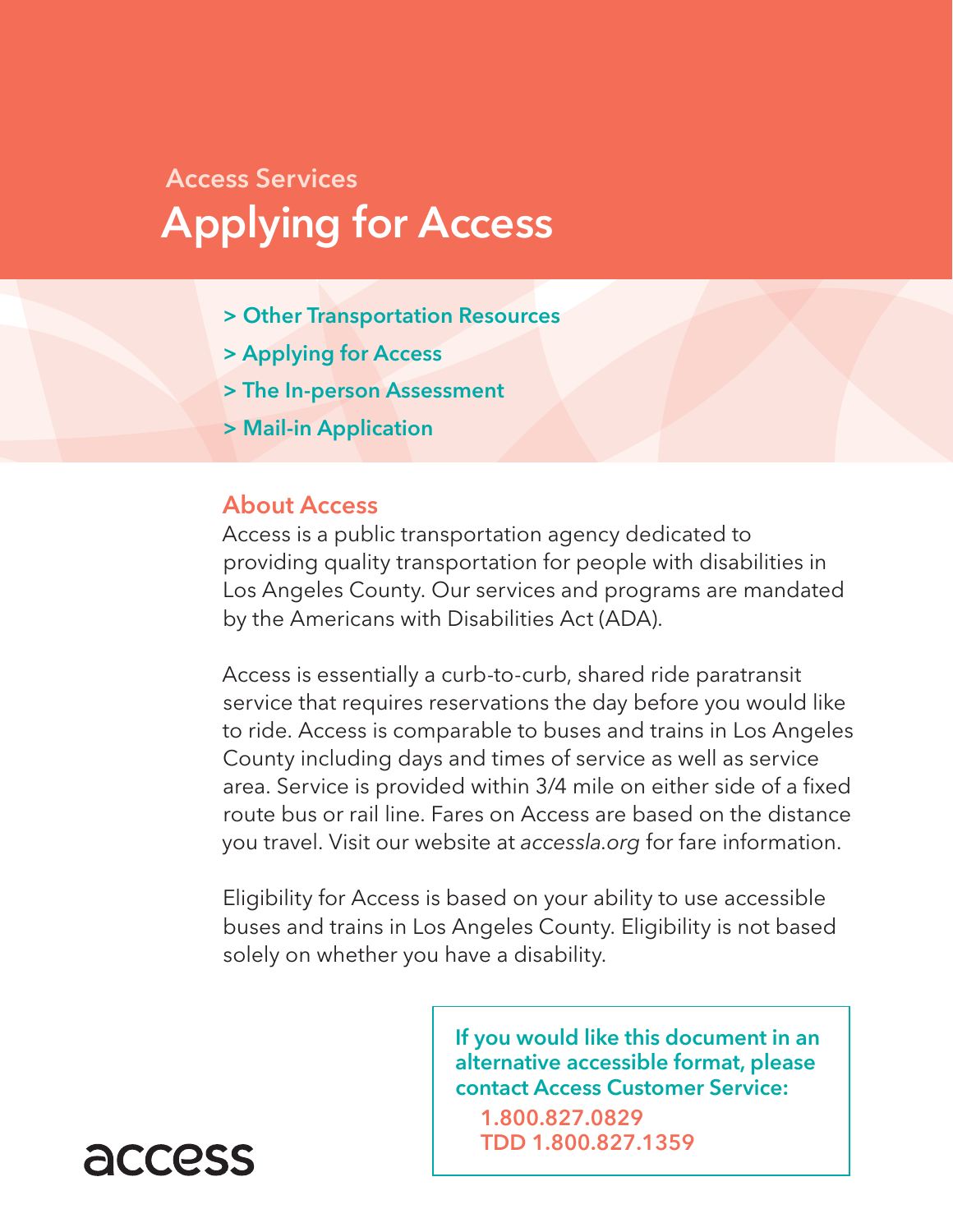Access Services

# Applying for Access

- > Other Transportation Resources
- > Applying for Access
- > The In-person Assessment
- > Mail-in Application

## About Access

Access is a public transportation agency dedicated to providing quality transportation for people with disabilities in Los Angeles County. Our services and programs are mandated by the Americans with Disabilities Act (ADA).

Access is essentially a curb-to-curb, shared ride paratransit service that requires reservations the day before you would like to ride. Access is comparable to buses and trains in Los Angeles County including days and times of service as well as service area. Service is provided within 3/4 mile on either side of a fixed route bus or rail line. Fares on Access are based on the distance you travel. Visit our website at *accessla.org* for fare information.

Eligibility for Access is based on your ability to use accessible buses and trains in Los Angeles County. Eligibility is not based solely on whether you have a disability.

**If you would like this document in an alternative accessible format, please contact Access Customer Service:**

**1.800.827.0829**
**TDD 1.800.827.1359**

access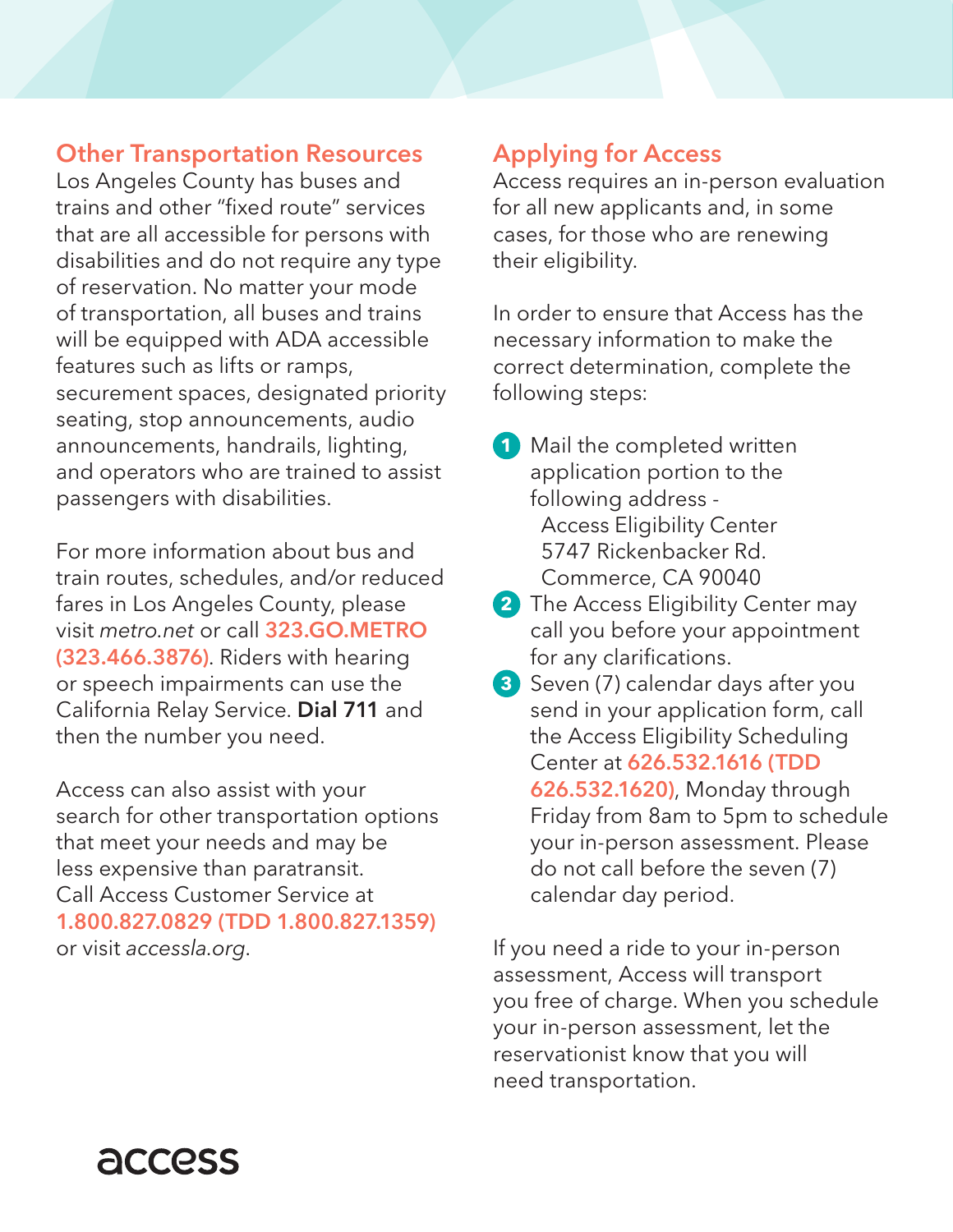## Other Transportation Resources

Los Angeles County has buses and trains and other "fixed route" services that are all accessible for persons with disabilities and do not require any type of reservation. No matter your mode of transportation, all buses and trains will be equipped with ADA accessible features such as lifts or ramps, securement spaces, designated priority seating, stop announcements, audio announcements, handrails, lighting, and operators who are trained to assist passengers with disabilities.

For more information about bus and train routes, schedules, and/or reduced fares in Los Angeles County, please visit *metro.net* or call **323.GO.METRO (323.466.3876)**. Riders with hearing or speech impairments can use the California Relay Service. **Dial 711** and then the number you need.

Access can also assist with your search for other transportation options that meet your needs and may be less expensive than paratransit. Call Access Customer Service at **1.800.827.0829 (TDD 1.800.827.1359)** or visit *accessla.org*.

## Applying for Access

Access requires an in-person evaluation for all new applicants and, in some cases, for those who are renewing their eligibility.

In order to ensure that Access has the necessary information to make the correct determination, complete the following steps:

1. Mail the completed written application portion to the following address -
   Access Eligibility Center
   5747 Rickenbacker Rd.
   Commerce, CA 90040
2. The Access Eligibility Center may call you before your appointment for any clarifications.
3. Seven (7) calendar days after you send in your application form, call the Access Eligibility Scheduling Center at **626.532.1616 (TDD 626.532.1620)**, Monday through Friday from 8am to 5pm to schedule your in-person assessment. Please do not call before the seven (7) calendar day period.

If you need a ride to your in-person assessment, Access will transport you free of charge. When you schedule your in-person assessment, let the reservationist know that you will need transportation.

access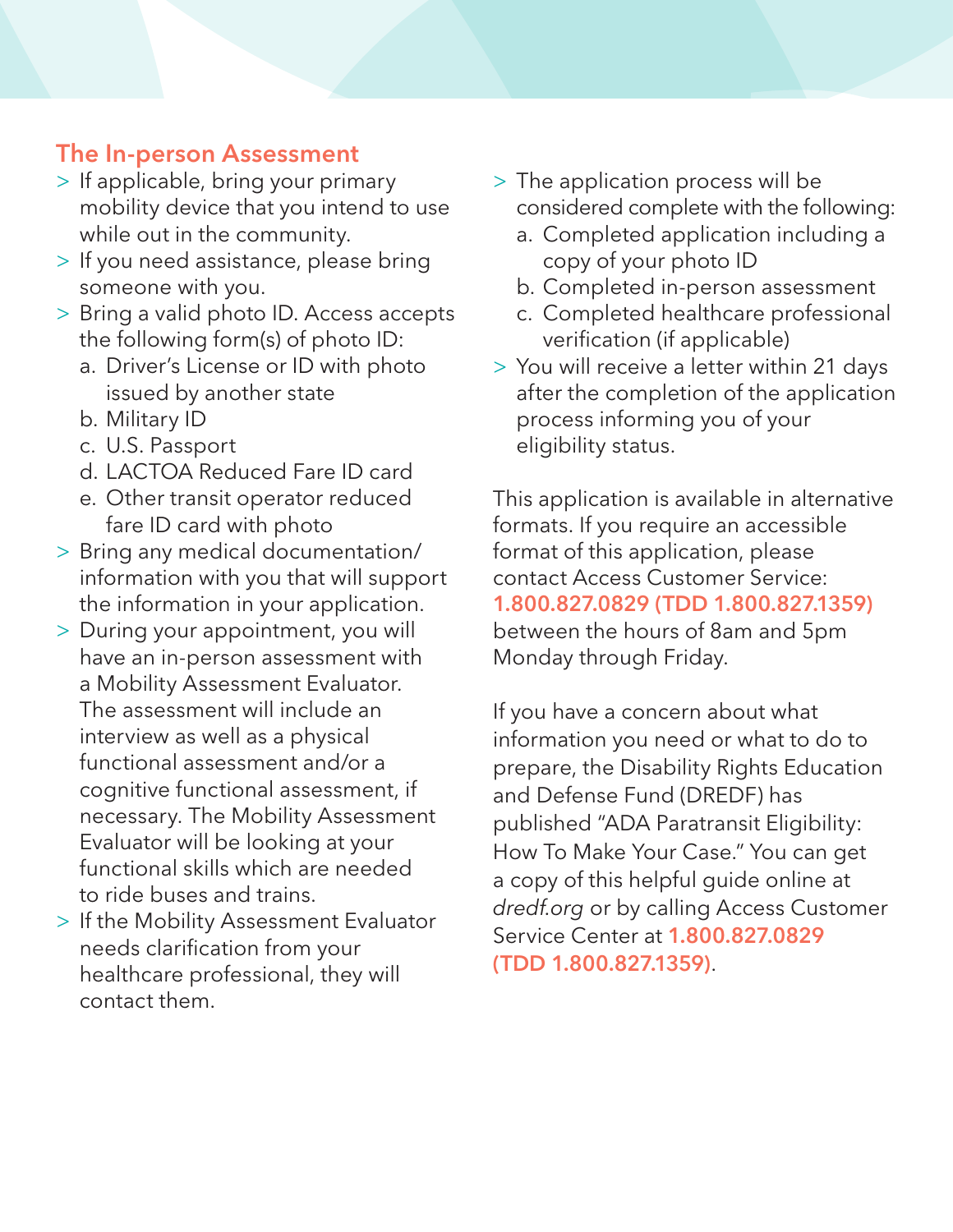## The In-person Assessment

- If applicable, bring your primary mobility device that you intend to use while out in the community.
- If you need assistance, please bring someone with you.
- Bring a valid photo ID. Access accepts the following form(s) of photo ID:
  a. Driver's License or ID with photo issued by another state
  b. Military ID
  c. U.S. Passport
  d. LACTOA Reduced Fare ID card
  e. Other transit operator reduced fare ID card with photo
- Bring any medical documentation/information with you that will support the information in your application.
- During your appointment, you will have an in-person assessment with a Mobility Assessment Evaluator. The assessment will include an interview as well as a physical functional assessment and/or a cognitive functional assessment, if necessary. The Mobility Assessment Evaluator will be looking at your functional skills which are needed to ride buses and trains.
- If the Mobility Assessment Evaluator needs clarification from your healthcare professional, they will contact them.
- The application process will be considered complete with the following:
  a. Completed application including a copy of your photo ID
  b. Completed in-person assessment
  c. Completed healthcare professional verification (if applicable)
- You will receive a letter within 21 days after the completion of the application process informing you of your eligibility status.

This application is available in alternative formats. If you require an accessible format of this application, please contact Access Customer Service: **1.800.827.0829 (TDD 1.800.827.1359)** between the hours of 8am and 5pm Monday through Friday.

If you have a concern about what information you need or what to do to prepare, the Disability Rights Education and Defense Fund (DREDF) has published "ADA Paratransit Eligibility: How To Make Your Case." You can get a copy of this helpful guide online at *dredf.org* or by calling Access Customer Service Center at **1.800.827.0829 (TDD 1.800.827.1359)**.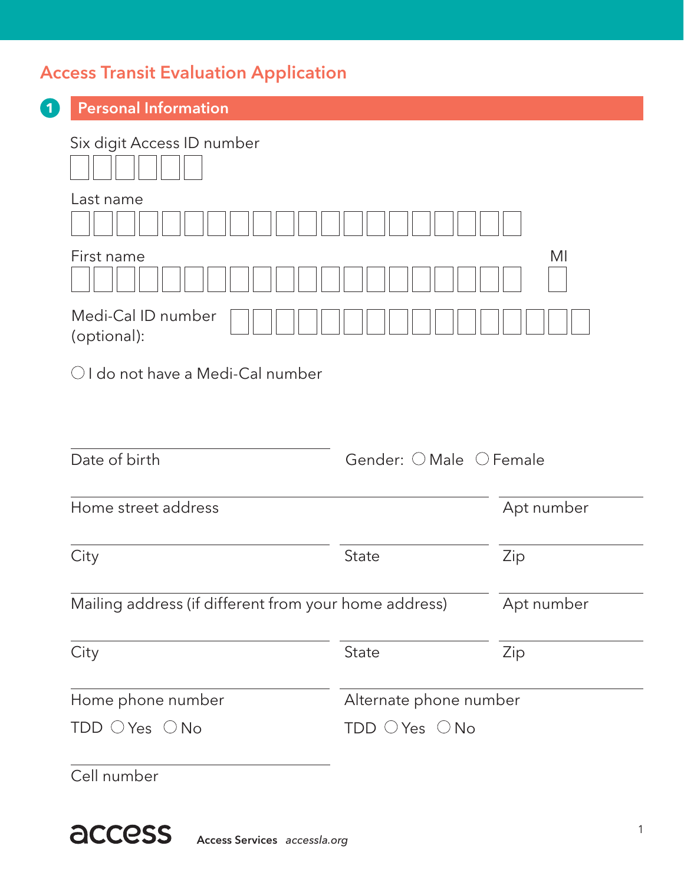# Access Transit Evaluation Application

## 1 Personal Information

Six digit Access ID number

Last name

First name

MI

Medi-Cal ID number (optional):

○ I do not have a Medi-Cal number

Date of birth

Gender: ○ Male ○ Female

Home street address

Apt number

City

State

Zip

Mailing address (if different from your home address)

Apt number

City

State

Zip

Home phone number

TDD ○ Yes ○ No

Alternate phone number

TDD ○ Yes ○ No

Cell number

access Access Services *accessla.org*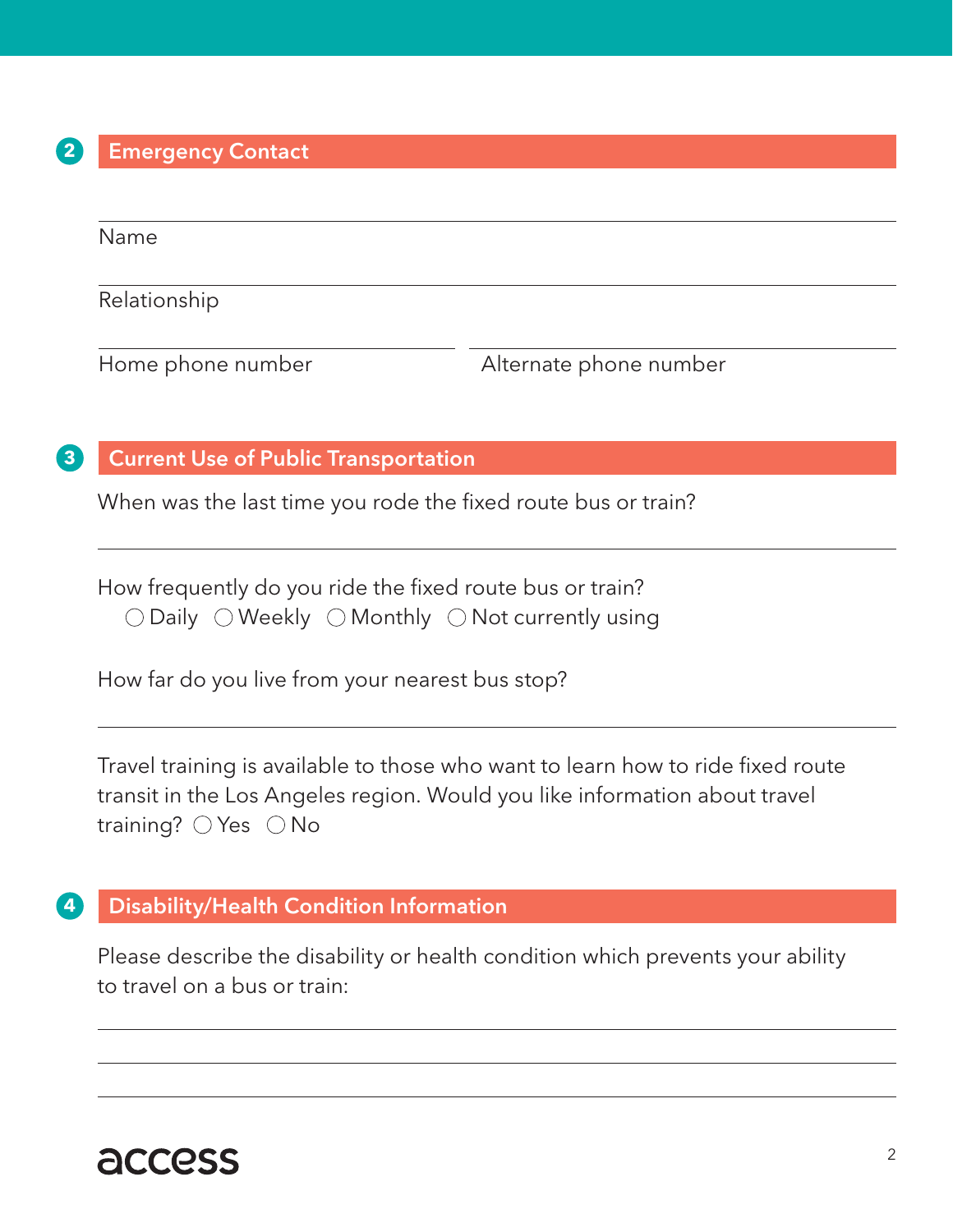## 2 Emergency Contact

Name

Relationship

Home phone number

Alternate phone number

## 3 Current Use of Public Transportation

When was the last time you rode the fixed route bus or train?

How frequently do you ride the fixed route bus or train?
◯ Daily ◯ Weekly ◯ Monthly ◯ Not currently using

How far do you live from your nearest bus stop?

Travel training is available to those who want to learn how to ride fixed route transit in the Los Angeles region. Would you like information about travel training? ◯ Yes ◯ No

## 4 Disability/Health Condition Information

Please describe the disability or health condition which prevents your ability to travel on a bus or train:

access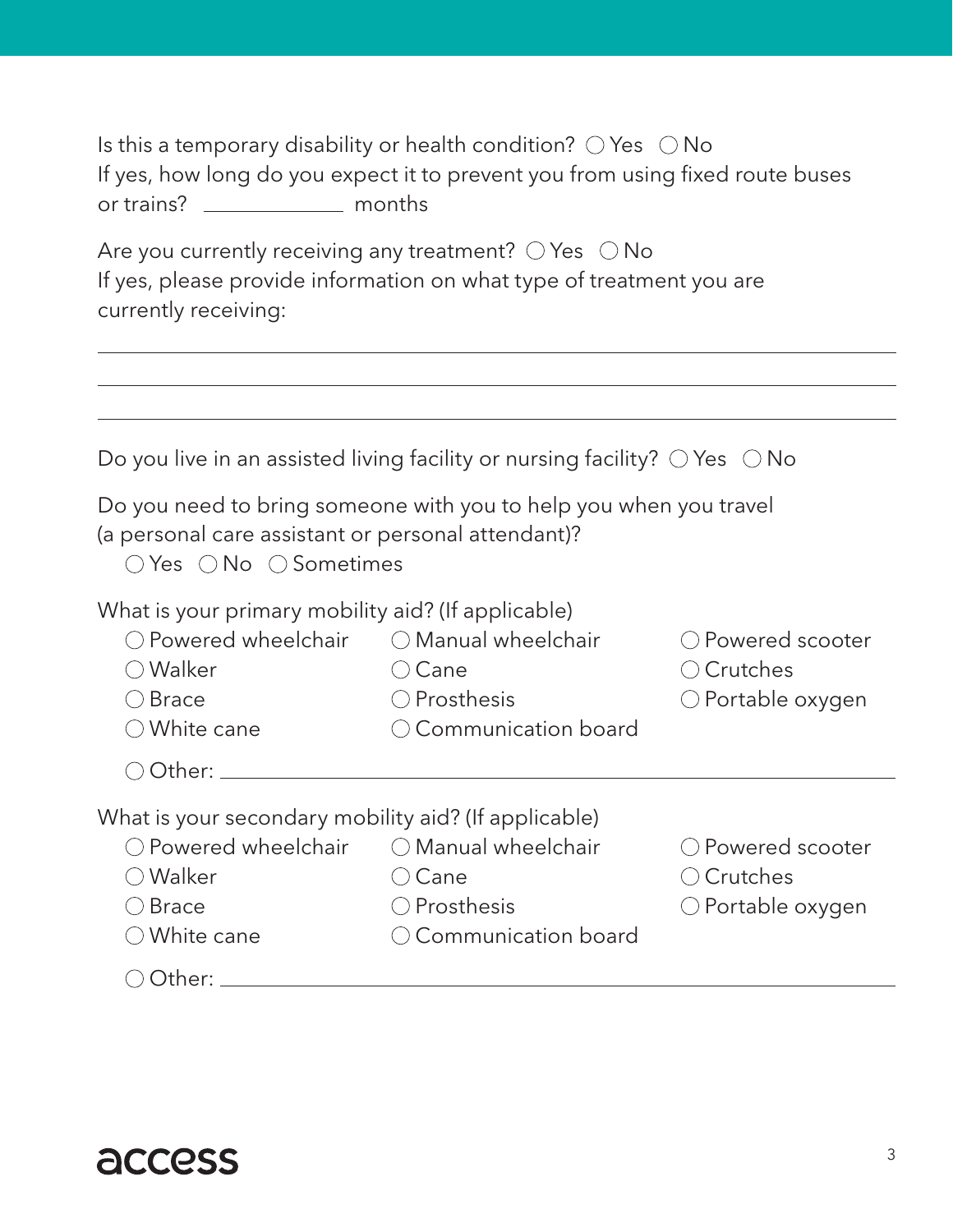Is this a temporary disability or health condition? ◯ Yes ◯ No
If yes, how long do you expect it to prevent you from using fixed route buses or trains? ____________ months

Are you currently receiving any treatment? ◯ Yes ◯ No
If yes, please provide information on what type of treatment you are currently receiving:

______________________________________________________________________

______________________________________________________________________

______________________________________________________________________

Do you live in an assisted living facility or nursing facility? ◯ Yes ◯ No

Do you need to bring someone with you to help you when you travel (a personal care assistant or personal attendant)?
◯ Yes ◯ No ◯ Sometimes

What is your primary mobility aid? (If applicable)

◯ Powered wheelchair ◯ Manual wheelchair ◯ Powered scooter
◯ Walker ◯ Cane ◯ Crutches
◯ Brace ◯ Prosthesis ◯ Portable oxygen
◯ White cane ◯ Communication board

◯ Other: ______________________________________________________________

What is your secondary mobility aid? (If applicable)

◯ Powered wheelchair ◯ Manual wheelchair ◯ Powered scooter
◯ Walker ◯ Cane ◯ Crutches
◯ Brace ◯ Prosthesis ◯ Portable oxygen
◯ White cane ◯ Communication board

◯ Other: ______________________________________________________________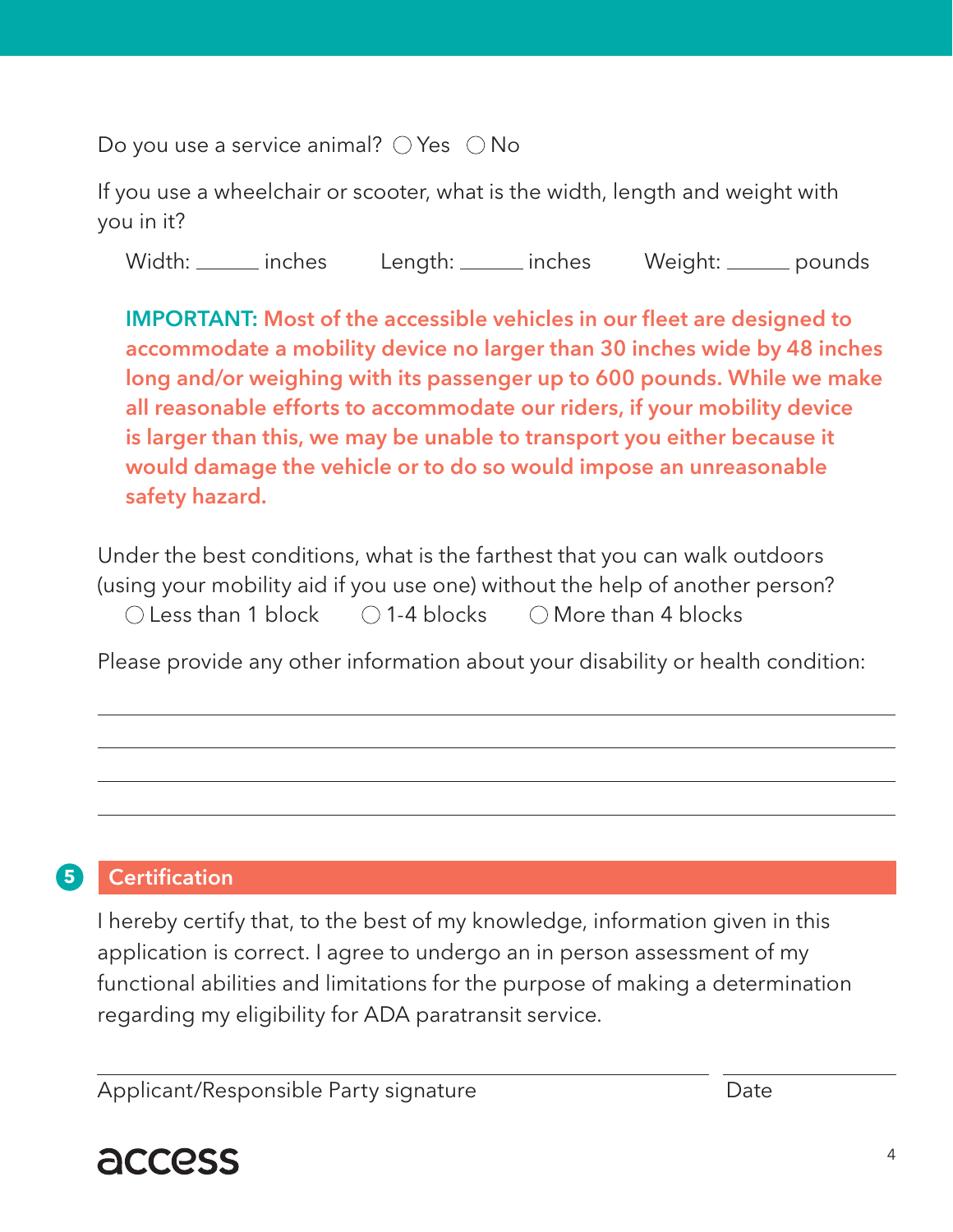Do you use a service animal? ◯ Yes ◯ No

If you use a wheelchair or scooter, what is the width, length and weight with you in it?

Width: ______ inches Length: ______ inches Weight: ______ pounds

**IMPORTANT: Most of the accessible vehicles in our fleet are designed to accommodate a mobility device no larger than 30 inches wide by 48 inches long and/or weighing with its passenger up to 600 pounds. While we make all reasonable efforts to accommodate our riders, if your mobility device is larger than this, we may be unable to transport you either because it would damage the vehicle or to do so would impose an unreasonable safety hazard.**

Under the best conditions, what is the farthest that you can walk outdoors (using your mobility aid if you use one) without the help of another person?

◯ Less than 1 block ◯ 1-4 blocks ◯ More than 4 blocks

Please provide any other information about your disability or health condition:

______________________________________________________________________

______________________________________________________________________

______________________________________________________________________

______________________________________________________________________

## 5 Certification

I hereby certify that, to the best of my knowledge, information given in this application is correct. I agree to undergo an in person assessment of my functional abilities and limitations for the purpose of making a determination regarding my eligibility for ADA paratransit service.

______________________________________ ______________

Applicant/Responsible Party signature Date

access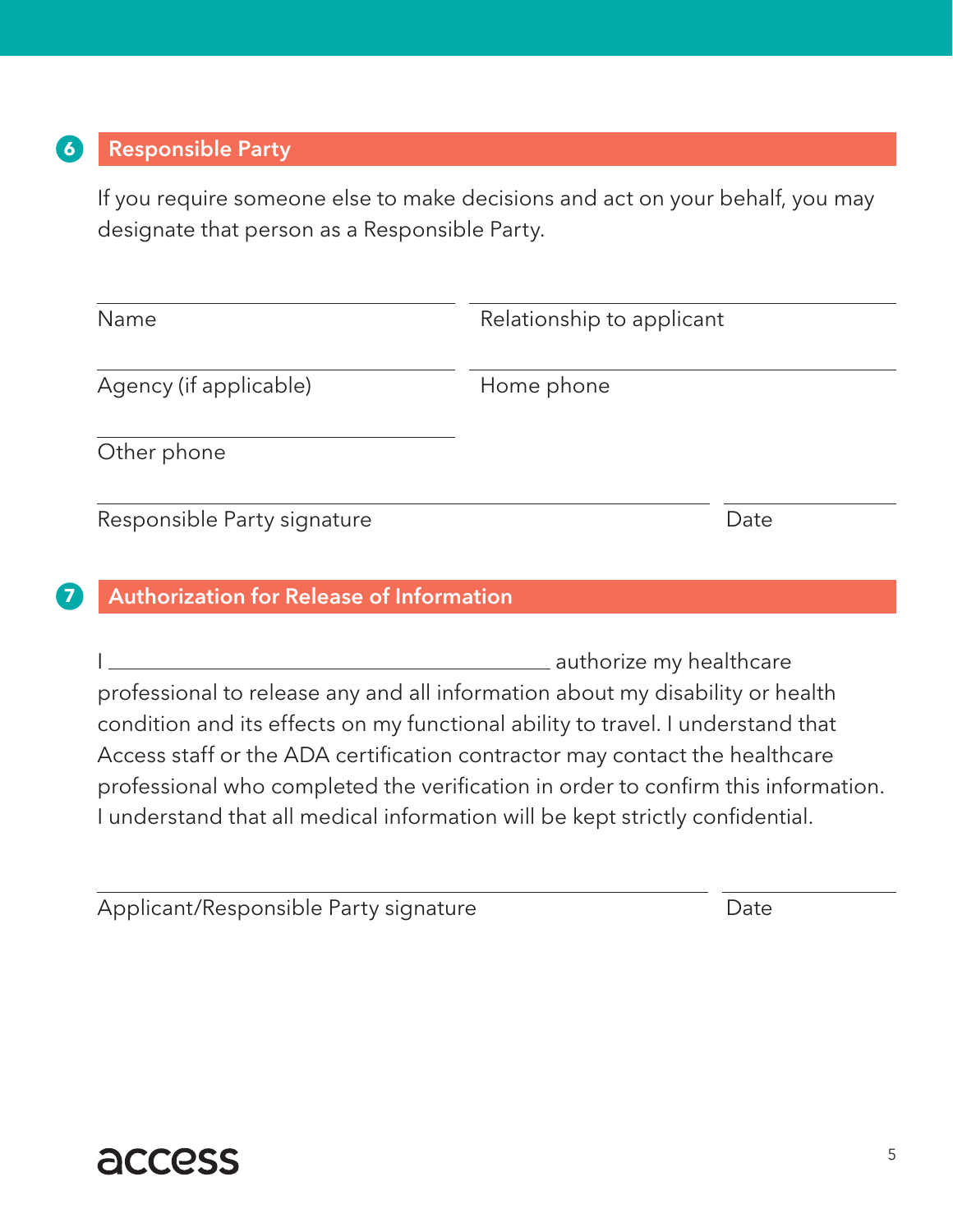## 6 Responsible Party

If you require someone else to make decisions and act on your behalf, you may designate that person as a Responsible Party.

Name ______________________ Relationship to applicant ______________________

Agency (if applicable) ______________________ Home phone ______________________

Other phone ______________________

Responsible Party signature ______________________ Date ______________

## 7 Authorization for Release of Information

I ______________________________ authorize my healthcare professional to release any and all information about my disability or health condition and its effects on my functional ability to travel. I understand that Access staff or the ADA certification contractor may contact the healthcare professional who completed the verification in order to confirm this information. I understand that all medical information will be kept strictly confidential.

Applicant/Responsible Party signature ______________________ Date ______________

access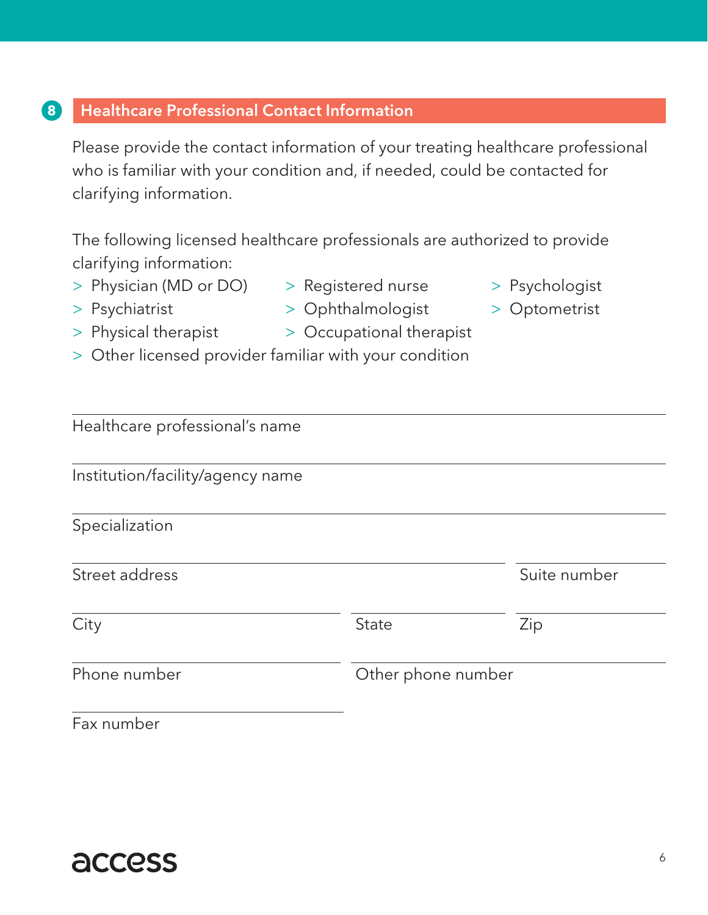## 8 Healthcare Professional Contact Information

Please provide the contact information of your treating healthcare professional who is familiar with your condition and, if needed, could be contacted for clarifying information.

The following licensed healthcare professionals are authorized to provide clarifying information:

- Physician (MD or DO)
- Registered nurse
- Psychologist
- Psychiatrist
- Ophthalmologist
- Optometrist
- Physical therapist
- Occupational therapist
- Other licensed provider familiar with your condition

Healthcare professional's name: ______________________

Institution/facility/agency name: ______________________

Specialization: ______________________

Street address: ______________________ Suite number: __________

City: ______________ State: __________ Zip: __________

Phone number: ______________ Other phone number: ______________

Fax number: ______________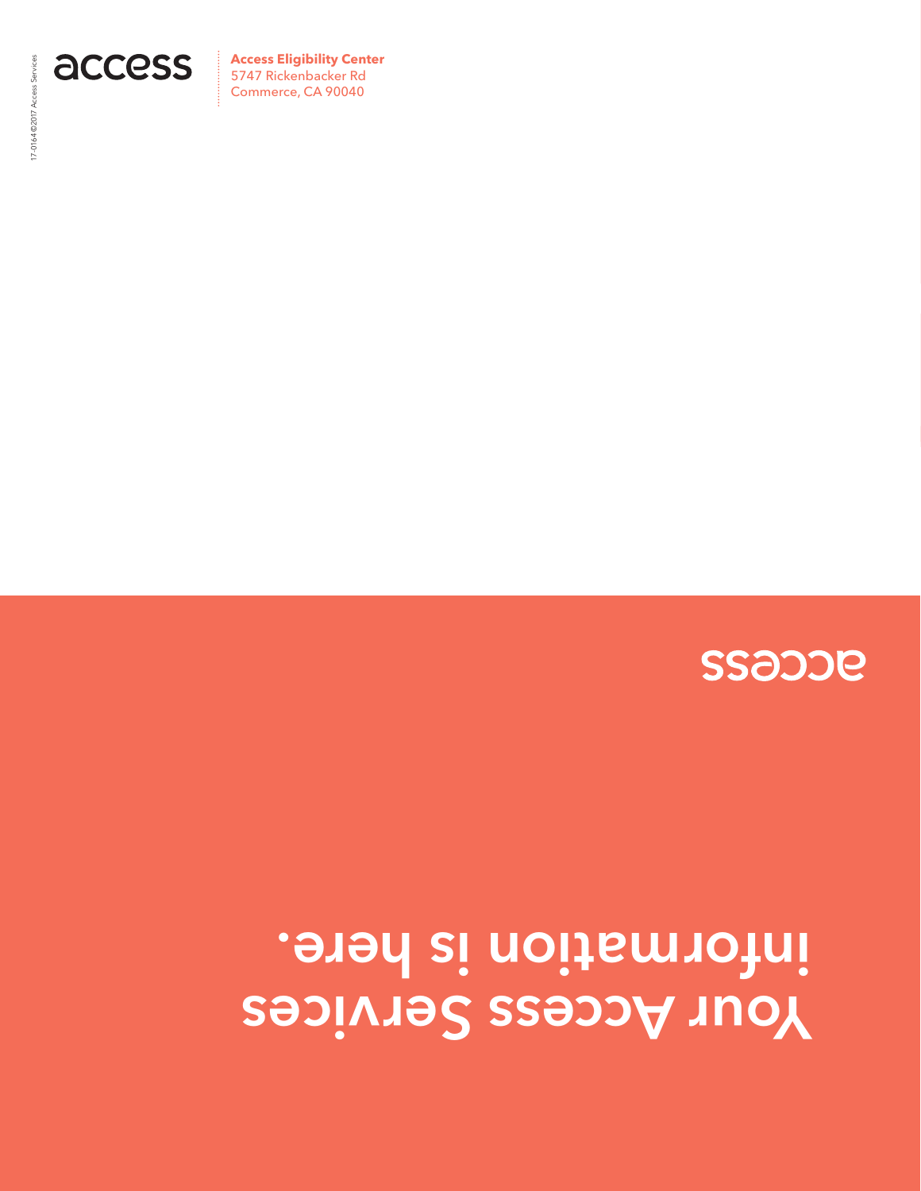17-0164 ©2017 Access Services

access

**Access Eligibility Center**
5747 Rickenbacker Rd
Commerce, CA 90040

access

# Your Access Services information is here.